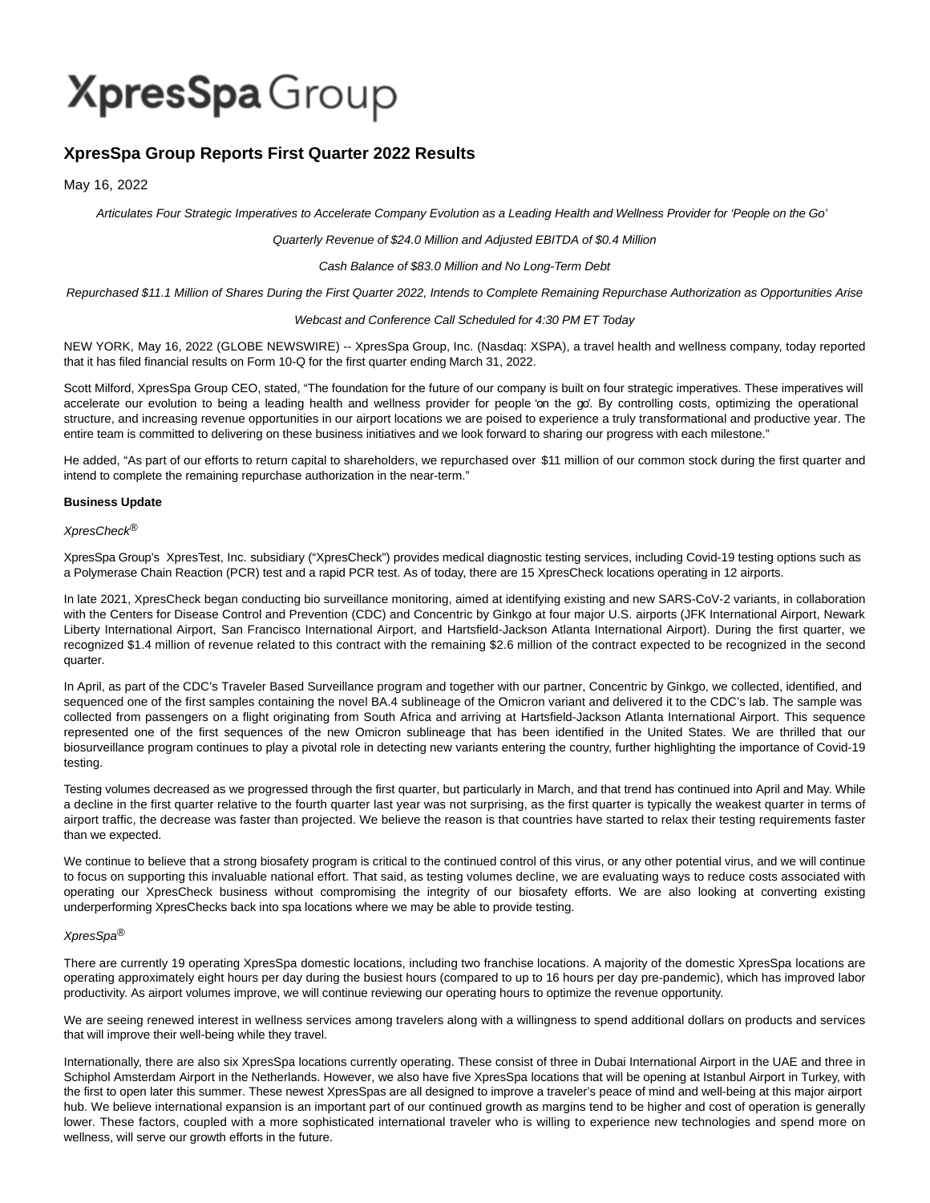# XpresSpa Group

## XpresSpa Group Reports First Quarter 2022 Results

May 16, 2022

*Articulates Four Strategic Imperatives to Accelerate Company Evolution as a Leading Health and Wellness Provider for 'People on the Go'*

*Quarterly Revenue of $24.0 Million and Adjusted EBITDA of $0.4 Million*

*Cash Balance of $83.0 Million and No Long-Term Debt*

*Repurchased $11.1 Million of Shares During the First Quarter 2022, Intends to Complete Remaining Repurchase Authorization as Opportunities Arise*

*Webcast and Conference Call Scheduled for 4:30 PM ET Today*

NEW YORK, May 16, 2022 (GLOBE NEWSWIRE) -- XpresSpa Group, Inc. (Nasdaq: XSPA), a travel health and wellness company, today reported that it has filed financial results on Form 10-Q for the first quarter ending March 31, 2022.

Scott Milford, XpresSpa Group CEO, stated, "The foundation for the future of our company is built on four strategic imperatives. These imperatives will accelerate our evolution to being a leading health and wellness provider for people 'on the go'. By controlling costs, optimizing the operational structure, and increasing revenue opportunities in our airport locations we are poised to experience a truly transformational and productive year. The entire team is committed to delivering on these business initiatives and we look forward to sharing our progress with each milestone."

He added, "As part of our efforts to return capital to shareholders, we repurchased over $11 million of our common stock during the first quarter and intend to complete the remaining repurchase authorization in the near-term."

**Business Update**

*XpresCheck®*

XpresSpa Group's XpresTest, Inc. subsidiary ("XpresCheck") provides medical diagnostic testing services, including Covid-19 testing options such as a Polymerase Chain Reaction (PCR) test and a rapid PCR test. As of today, there are 15 XpresCheck locations operating in 12 airports.

In late 2021, XpresCheck began conducting bio surveillance monitoring, aimed at identifying existing and new SARS-CoV-2 variants, in collaboration with the Centers for Disease Control and Prevention (CDC) and Concentric by Ginkgo at four major U.S. airports (JFK International Airport, Newark Liberty International Airport, San Francisco International Airport, and Hartsfield-Jackson Atlanta International Airport). During the first quarter, we recognized $1.4 million of revenue related to this contract with the remaining $2.6 million of the contract expected to be recognized in the second quarter.

In April, as part of the CDC's Traveler Based Surveillance program and together with our partner, Concentric by Ginkgo, we collected, identified, and sequenced one of the first samples containing the novel BA.4 sublineage of the Omicron variant and delivered it to the CDC's lab. The sample was collected from passengers on a flight originating from South Africa and arriving at Hartsfield-Jackson Atlanta International Airport. This sequence represented one of the first sequences of the new Omicron sublineage that has been identified in the United States. We are thrilled that our biosurveillance program continues to play a pivotal role in detecting new variants entering the country, further highlighting the importance of Covid-19 testing.

Testing volumes decreased as we progressed through the first quarter, but particularly in March, and that trend has continued into April and May. While a decline in the first quarter relative to the fourth quarter last year was not surprising, as the first quarter is typically the weakest quarter in terms of airport traffic, the decrease was faster than projected. We believe the reason is that countries have started to relax their testing requirements faster than we expected.

We continue to believe that a strong biosafety program is critical to the continued control of this virus, or any other potential virus, and we will continue to focus on supporting this invaluable national effort. That said, as testing volumes decline, we are evaluating ways to reduce costs associated with operating our XpresCheck business without compromising the integrity of our biosafety efforts. We are also looking at converting existing underperforming XpresChecks back into spa locations where we may be able to provide testing.

*XpresSpa®*

There are currently 19 operating XpresSpa domestic locations, including two franchise locations. A majority of the domestic XpresSpa locations are operating approximately eight hours per day during the busiest hours (compared to up to 16 hours per day pre-pandemic), which has improved labor productivity. As airport volumes improve, we will continue reviewing our operating hours to optimize the revenue opportunity.

We are seeing renewed interest in wellness services among travelers along with a willingness to spend additional dollars on products and services that will improve their well-being while they travel.

Internationally, there are also six XpresSpa locations currently operating. These consist of three in Dubai International Airport in the UAE and three in Schiphol Amsterdam Airport in the Netherlands. However, we also have five XpresSpa locations that will be opening at Istanbul Airport in Turkey, with the first to open later this summer. These newest XpresSpas are all designed to improve a traveler's peace of mind and well-being at this major airport hub. We believe international expansion is an important part of our continued growth as margins tend to be higher and cost of operation is generally lower. These factors, coupled with a more sophisticated international traveler who is willing to experience new technologies and spend more on wellness, will serve our growth efforts in the future.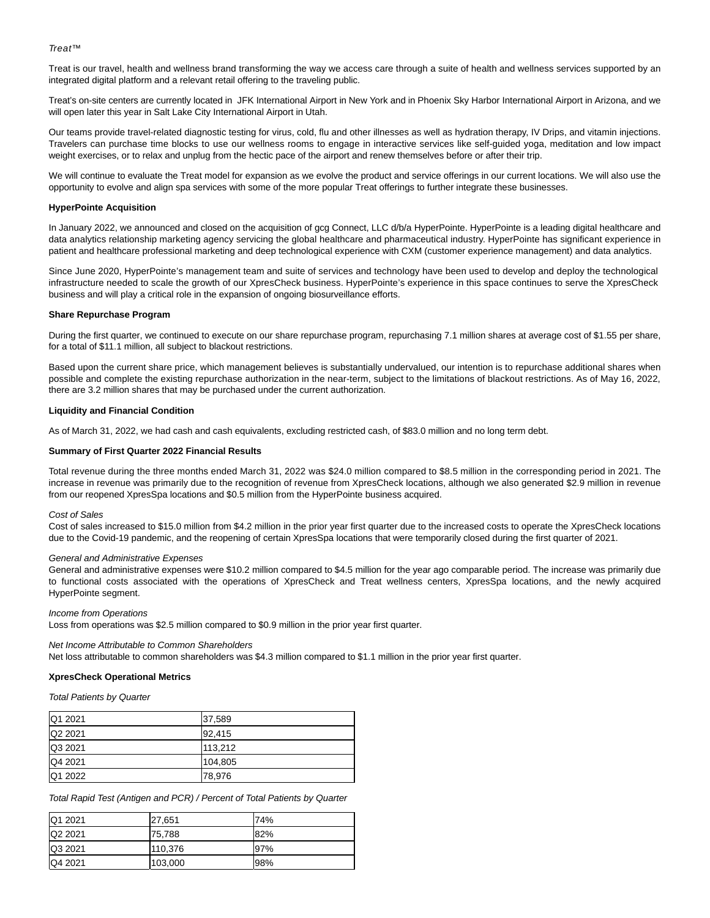*Treat™*

Treat is our travel, health and wellness brand transforming the way we access care through a suite of health and wellness services supported by an integrated digital platform and a relevant retail offering to the traveling public.

Treat's on-site centers are currently located in JFK International Airport in New York and in Phoenix Sky Harbor International Airport in Arizona, and we will open later this year in Salt Lake City International Airport in Utah.

Our teams provide travel-related diagnostic testing for virus, cold, flu and other illnesses as well as hydration therapy, IV Drips, and vitamin injections. Travelers can purchase time blocks to use our wellness rooms to engage in interactive services like self-guided yoga, meditation and low impact weight exercises, or to relax and unplug from the hectic pace of the airport and renew themselves before or after their trip.

We will continue to evaluate the Treat model for expansion as we evolve the product and service offerings in our current locations. We will also use the opportunity to evolve and align spa services with some of the more popular Treat offerings to further integrate these businesses.

**HyperPointe Acquisition**

In January 2022, we announced and closed on the acquisition of gcg Connect, LLC d/b/a HyperPointe. HyperPointe is a leading digital healthcare and data analytics relationship marketing agency servicing the global healthcare and pharmaceutical industry. HyperPointe has significant experience in patient and healthcare professional marketing and deep technological experience with CXM (customer experience management) and data analytics.

Since June 2020, HyperPointe's management team and suite of services and technology have been used to develop and deploy the technological infrastructure needed to scale the growth of our XpresCheck business. HyperPointe's experience in this space continues to serve the XpresCheck business and will play a critical role in the expansion of ongoing biosurveillance efforts.

**Share Repurchase Program**

During the first quarter, we continued to execute on our share repurchase program, repurchasing 7.1 million shares at average cost of $1.55 per share, for a total of $11.1 million, all subject to blackout restrictions.

Based upon the current share price, which management believes is substantially undervalued, our intention is to repurchase additional shares when possible and complete the existing repurchase authorization in the near-term, subject to the limitations of blackout restrictions. As of May 16, 2022, there are 3.2 million shares that may be purchased under the current authorization.

**Liquidity and Financial Condition**

As of March 31, 2022, we had cash and cash equivalents, excluding restricted cash, of $83.0 million and no long term debt.

**Summary of First Quarter 2022 Financial Results**

Total revenue during the three months ended March 31, 2022 was $24.0 million compared to $8.5 million in the corresponding period in 2021. The increase in revenue was primarily due to the recognition of revenue from XpresCheck locations, although we also generated $2.9 million in revenue from our reopened XpresSpa locations and $0.5 million from the HyperPointe business acquired.

*Cost of Sales*
Cost of sales increased to $15.0 million from $4.2 million in the prior year first quarter due to the increased costs to operate the XpresCheck locations due to the Covid-19 pandemic, and the reopening of certain XpresSpa locations that were temporarily closed during the first quarter of 2021.

*General and Administrative Expenses*
General and administrative expenses were $10.2 million compared to $4.5 million for the year ago comparable period. The increase was primarily due to functional costs associated with the operations of XpresCheck and Treat wellness centers, XpresSpa locations, and the newly acquired HyperPointe segment.

*Income from Operations*
Loss from operations was $2.5 million compared to $0.9 million in the prior year first quarter.

*Net Income Attributable to Common Shareholders*
Net loss attributable to common shareholders was $4.3 million compared to $1.1 million in the prior year first quarter.

**XpresCheck Operational Metrics**

*Total Patients by Quarter*

| | |
|---|---|
| Q1 2021 | 37,589 |
| Q2 2021 | 92,415 |
| Q3 2021 | 113,212 |
| Q4 2021 | 104,805 |
| Q1 2022 | 78,976 |

*Total Rapid Test (Antigen and PCR) / Percent of Total Patients by Quarter*

| | | |
|---|---|---|
| Q1 2021 | 27,651 | 74% |
| Q2 2021 | 75,788 | 82% |
| Q3 2021 | 110,376 | 97% |
| Q4 2021 | 103,000 | 98% |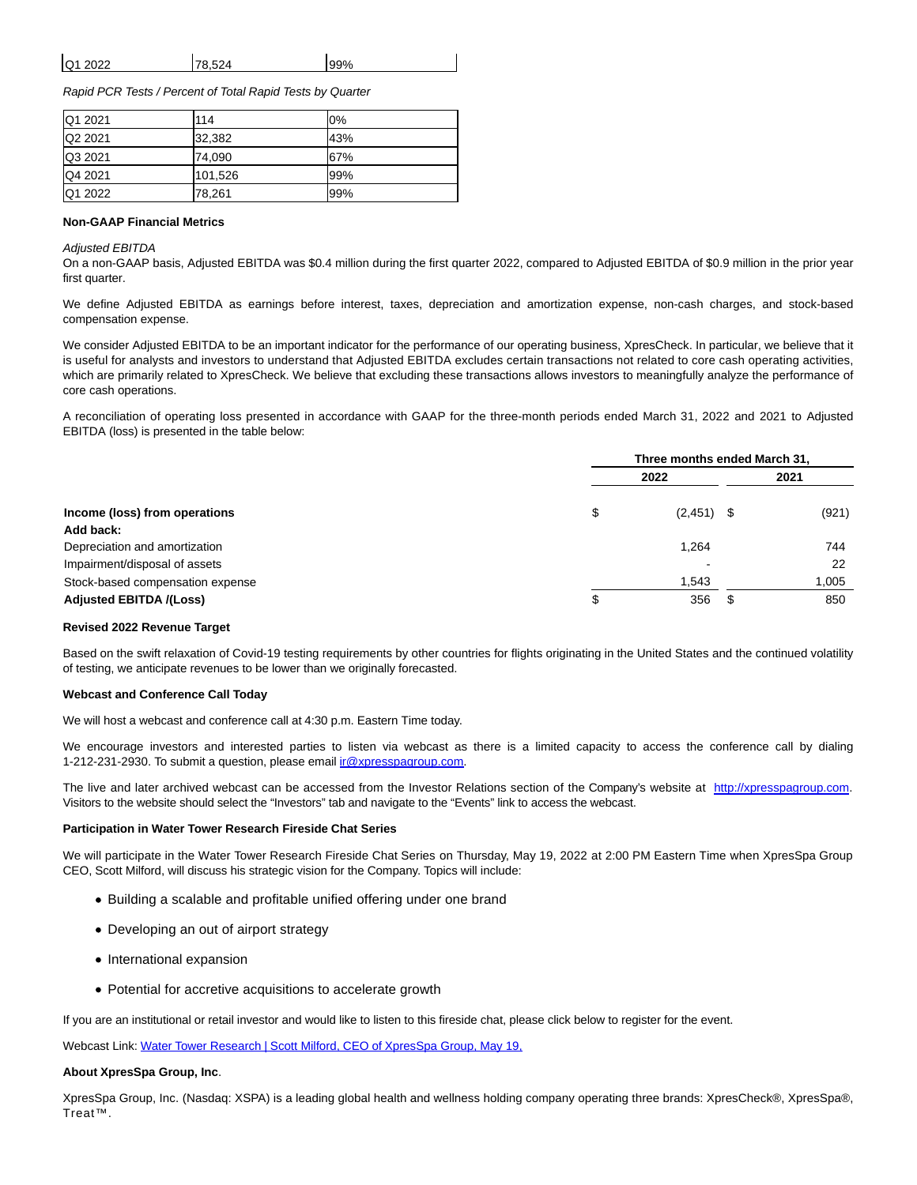| Q1 2022 | 78,524 | 99% |
|---|---|---|

*Rapid PCR Tests / Percent of Total Rapid Tests by Quarter*

| Q1 2021 | 114 | 0% |
|---|---|---|
| Q2 2021 | 32,382 | 43% |
| Q3 2021 | 74,090 | 67% |
| Q4 2021 | 101,526 | 99% |
| Q1 2022 | 78,261 | 99% |

**Non-GAAP Financial Metrics**

*Adjusted EBITDA*

On a non-GAAP basis, Adjusted EBITDA was $0.4 million during the first quarter 2022, compared to Adjusted EBITDA of $0.9 million in the prior year first quarter.

We define Adjusted EBITDA as earnings before interest, taxes, depreciation and amortization expense, non-cash charges, and stock-based compensation expense.

We consider Adjusted EBITDA to be an important indicator for the performance of our operating business, XpresCheck. In particular, we believe that it is useful for analysts and investors to understand that Adjusted EBITDA excludes certain transactions not related to core cash operating activities, which are primarily related to XpresCheck. We believe that excluding these transactions allows investors to meaningfully analyze the performance of core cash operations.

A reconciliation of operating loss presented in accordance with GAAP for the three-month periods ended March 31, 2022 and 2021 to Adjusted EBITDA (loss) is presented in the table below:

| | Three months ended March 31, | |
|---|---|---|
| | 2022 | 2021 |
| **Income (loss) from operations** | $ (2,451) | $ (921) |
| **Add back:** | | |
| Depreciation and amortization | 1,264 | 744 |
| Impairment/disposal of assets | - | 22 |
| Stock-based compensation expense | 1,543 | 1,005 |
| **Adjusted EBITDA /(Loss)** | $ 356 | $ 850 |

**Revised 2022 Revenue Target**

Based on the swift relaxation of Covid-19 testing requirements by other countries for flights originating in the United States and the continued volatility of testing, we anticipate revenues to be lower than we originally forecasted.

**Webcast and Conference Call Today**

We will host a webcast and conference call at 4:30 p.m. Eastern Time today.

We encourage investors and interested parties to listen via webcast as there is a limited capacity to access the conference call by dialing 1-212-231-2930. To submit a question, please email ir@xpresspagroup.com.

The live and later archived webcast can be accessed from the Investor Relations section of the Company's website at http://xpresspagroup.com. Visitors to the website should select the "Investors" tab and navigate to the "Events" link to access the webcast.

**Participation in Water Tower Research Fireside Chat Series**

We will participate in the Water Tower Research Fireside Chat Series on Thursday, May 19, 2022 at 2:00 PM Eastern Time when XpresSpa Group CEO, Scott Milford, will discuss his strategic vision for the Company. Topics will include:

- Building a scalable and profitable unified offering under one brand
- Developing an out of airport strategy
- International expansion
- Potential for accretive acquisitions to accelerate growth

If you are an institutional or retail investor and would like to listen to this fireside chat, please click below to register for the event.

Webcast Link: Water Tower Research | Scott Milford, CEO of XpresSpa Group, May 19,

**About XpresSpa Group, Inc**.

XpresSpa Group, Inc. (Nasdaq: XSPA) is a leading global health and wellness holding company operating three brands: XpresCheck®, XpresSpa®, Treat™.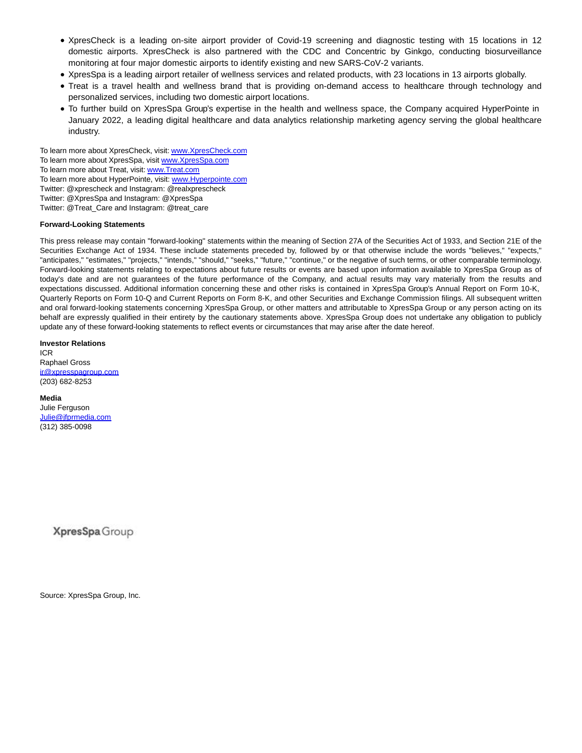- XpresCheck is a leading on-site airport provider of Covid-19 screening and diagnostic testing with 15 locations in 12 domestic airports. XpresCheck is also partnered with the CDC and Concentric by Ginkgo, conducting biosurveillance monitoring at four major domestic airports to identify existing and new SARS-CoV-2 variants.
- XpresSpa is a leading airport retailer of wellness services and related products, with 23 locations in 13 airports globally.
- Treat is a travel health and wellness brand that is providing on-demand access to healthcare through technology and personalized services, including two domestic airport locations.
- To further build on XpresSpa Group's expertise in the health and wellness space, the Company acquired HyperPointe in January 2022, a leading digital healthcare and data analytics relationship marketing agency serving the global healthcare industry.

To learn more about XpresCheck, visit: www.XpresCheck.com
To learn more about XpresSpa, visit www.XpresSpa.com
To learn more about Treat, visit: www.Treat.com
To learn more about HyperPointe, visit: www.Hyperpointe.com
Twitter: @xprescheck and Instagram: @realxprescheck
Twitter: @XpresSpa and Instagram: @XpresSpa
Twitter: @Treat_Care and Instagram: @treat_care

**Forward-Looking Statements**

This press release may contain "forward-looking" statements within the meaning of Section 27A of the Securities Act of 1933, and Section 21E of the Securities Exchange Act of 1934. These include statements preceded by, followed by or that otherwise include the words "believes," "expects," "anticipates," "estimates," "projects," "intends," "should," "seeks," "future," "continue," or the negative of such terms, or other comparable terminology. Forward-looking statements relating to expectations about future results or events are based upon information available to XpresSpa Group as of today's date and are not guarantees of the future performance of the Company, and actual results may vary materially from the results and expectations discussed. Additional information concerning these and other risks is contained in XpresSpa Group's Annual Report on Form 10-K, Quarterly Reports on Form 10-Q and Current Reports on Form 8-K, and other Securities and Exchange Commission filings. All subsequent written and oral forward-looking statements concerning XpresSpa Group, or other matters and attributable to XpresSpa Group or any person acting on its behalf are expressly qualified in their entirety by the cautionary statements above. XpresSpa Group does not undertake any obligation to publicly update any of these forward-looking statements to reflect events or circumstances that may arise after the date hereof.

**Investor Relations**
ICR
Raphael Gross
ir@xpresspagroup.com
(203) 682-8253

**Media**
Julie Ferguson
Julie@jfprmedia.com
(312) 385-0098

XpresSpa Group

Source: XpresSpa Group, Inc.